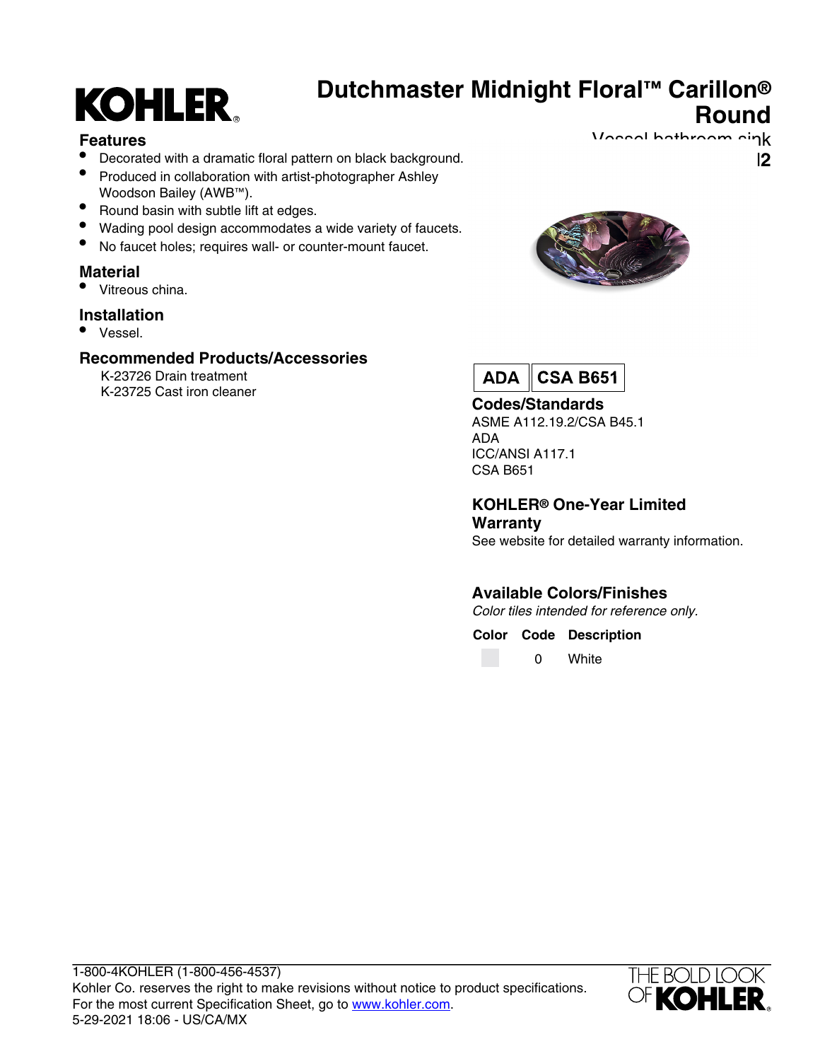# Dutchmaster Midnight Floral™ Carillon® Round

Vessel bathroom sink

l2

## Features

- Decorated with a dramatic floral pattern on black background.
- Produced in collaboration with artist-photographer Ashley Woodson Bailey (AWB™).
- Round basin with subtle lift at edges.
- Wading pool design accommodates a wide variety of faucets.
- No faucet holes; requires wall- or counter-mount faucet.

## Material

- Vitreous china.

## Installation

- Vessel.

## Recommended Products/Accessories

K-23726 Drain treatment
K-23725 Cast iron cleaner

ADA | CSA B651

## Codes/Standards

ASME A112.19.2/CSA B45.1
ADA
ICC/ANSI A117.1
CSA B651

## KOHLER® One-Year Limited Warranty

See website for detailed warranty information.

## Available Colors/Finishes

*Color tiles intended for reference only.*

| Color | Code | Description |
|---|---|---|
| | 0 | White |

1-800-4KOHLER (1-800-456-4537)
Kohler Co. reserves the right to make revisions without notice to product specifications.
For the most current Specification Sheet, go to www.kohler.com.
5-29-2021 18:06 - US/CA/MX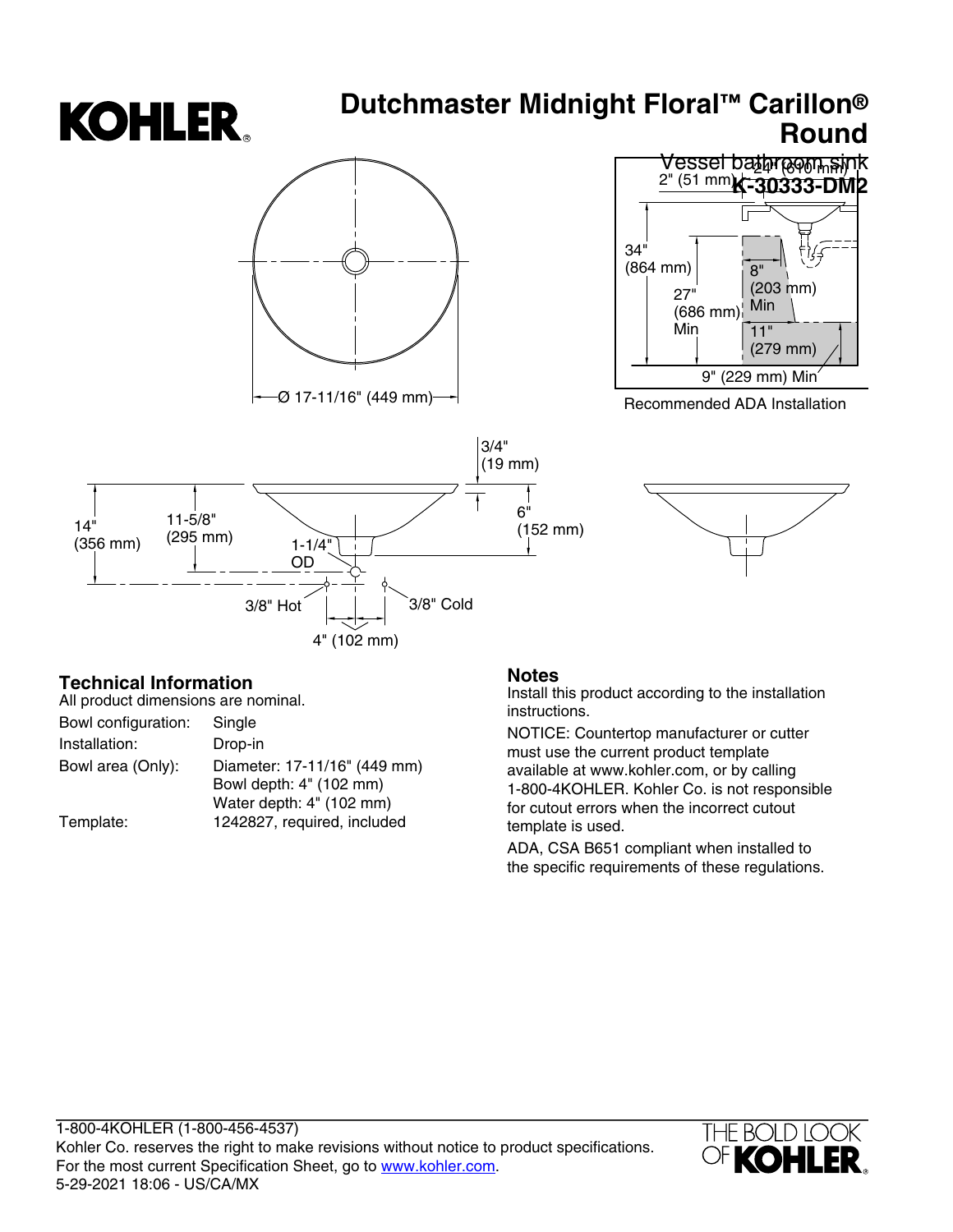# Dutchmaster Midnight Floral™ Carillon® Round

Vessel bathroom sink

**K-30333-DM2**

Ø 17-11/16" (449 mm)

2" (51 mm)

24" (610 mm)

34" (864 mm)

27" (686 mm) Min

8" (203 mm) Min

11" (279 mm)

9" (229 mm) Min

Recommended ADA Installation

3/4" (19 mm)

6" (152 mm)

14" (356 mm)

11-5/8" (295 mm)

1-1/4" OD

3/8" Hot

3/8" Cold

4" (102 mm)

## Technical Information

All product dimensions are nominal.

| | |
|---|---|
| Bowl configuration: | Single |
| Installation: | Drop-in |
| Bowl area (Only): | Diameter: 17-11/16" (449 mm)<br>Bowl depth: 4" (102 mm)<br>Water depth: 4" (102 mm) |
| Template: | 1242827, required, included |

## Notes

Install this product according to the installation instructions.

NOTICE: Countertop manufacturer or cutter must use the current product template available at www.kohler.com, or by calling 1-800-4KOHLER. Kohler Co. is not responsible for cutout errors when the incorrect cutout template is used.

ADA, CSA B651 compliant when installed to the specific requirements of these regulations.

1-800-4KOHLER (1-800-456-4537)
Kohler Co. reserves the right to make revisions without notice to product specifications.
For the most current Specification Sheet, go to www.kohler.com.
5-29-2021 18:06 - US/CA/MX